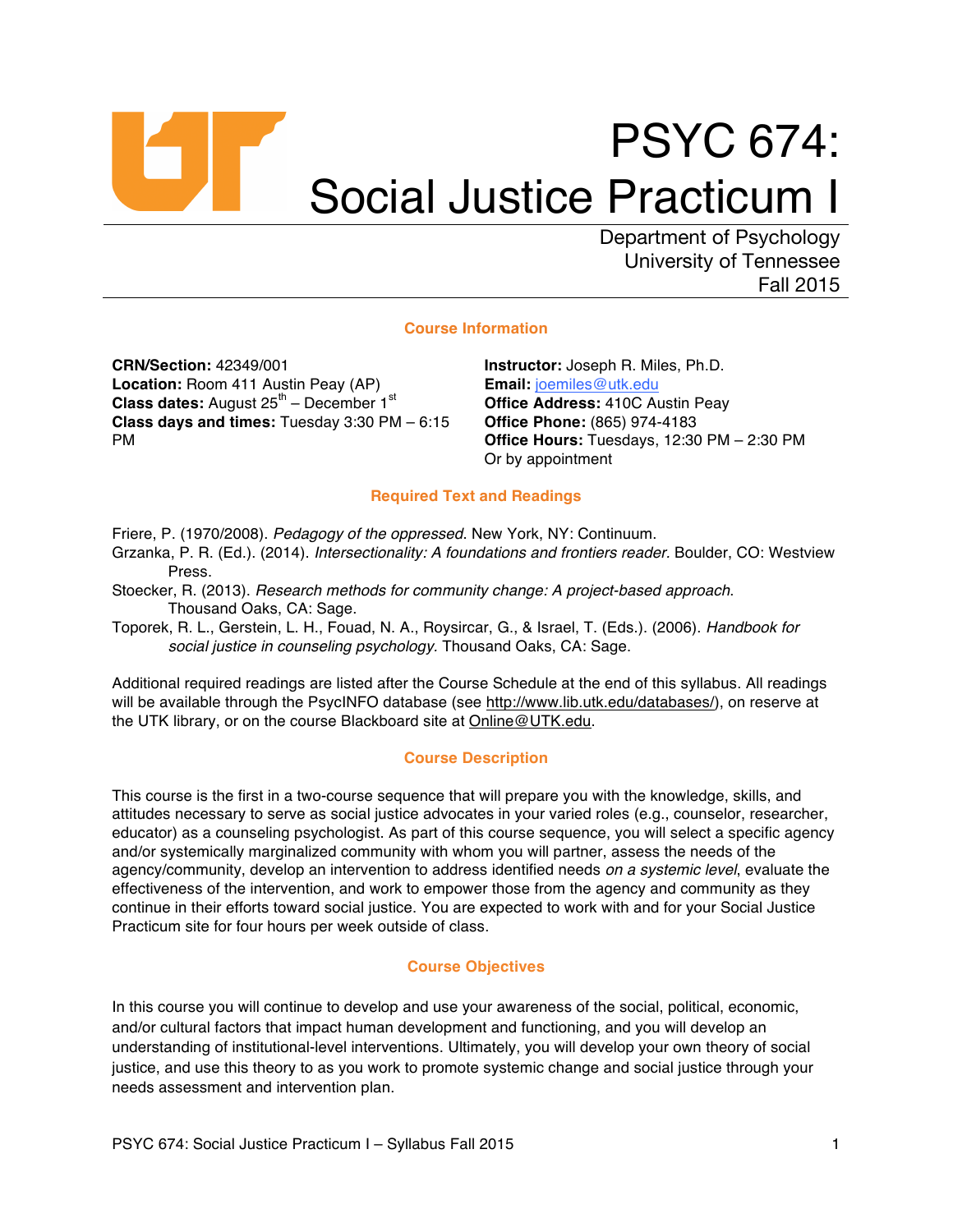# PSYC 674: Social Justice Practicum I

Department of Psychology
University of Tennessee
Fall 2015

## Course Information

**CRN/Section:** 42349/001
**Location:** Room 411 Austin Peay (AP)
**Class dates:** August 25th – December 1st
**Class days and times:** Tuesday 3:30 PM – 6:15 PM

**Instructor:** Joseph R. Miles, Ph.D.
**Email:** joemiles@utk.edu
**Office Address:** 410C Austin Peay
**Office Phone:** (865) 974-4183
**Office Hours:** Tuesdays, 12:30 PM – 2:30 PM
Or by appointment

## Required Text and Readings

Friere, P. (1970/2008). *Pedagogy of the oppressed*. New York, NY: Continuum.

Grzanka, P. R. (Ed.). (2014). *Intersectionality: A foundations and frontiers reader.* Boulder, CO: Westview Press.

Stoecker, R. (2013). *Research methods for community change: A project-based approach*. Thousand Oaks, CA: Sage.

Toporek, R. L., Gerstein, L. H., Fouad, N. A., Roysircar, G., & Israel, T. (Eds.). (2006). *Handbook for social justice in counseling psychology*. Thousand Oaks, CA: Sage.

Additional required readings are listed after the Course Schedule at the end of this syllabus. All readings will be available through the PsycINFO database (see http://www.lib.utk.edu/databases/), on reserve at the UTK library, or on the course Blackboard site at Online@UTK.edu.

## Course Description

This course is the first in a two-course sequence that will prepare you with the knowledge, skills, and attitudes necessary to serve as social justice advocates in your varied roles (e.g., counselor, researcher, educator) as a counseling psychologist. As part of this course sequence, you will select a specific agency and/or systemically marginalized community with whom you will partner, assess the needs of the agency/community, develop an intervention to address identified needs *on a systemic level*, evaluate the effectiveness of the intervention, and work to empower those from the agency and community as they continue in their efforts toward social justice. You are expected to work with and for your Social Justice Practicum site for four hours per week outside of class.

## Course Objectives

In this course you will continue to develop and use your awareness of the social, political, economic, and/or cultural factors that impact human development and functioning, and you will develop an understanding of institutional-level interventions. Ultimately, you will develop your own theory of social justice, and use this theory to as you work to promote systemic change and social justice through your needs assessment and intervention plan.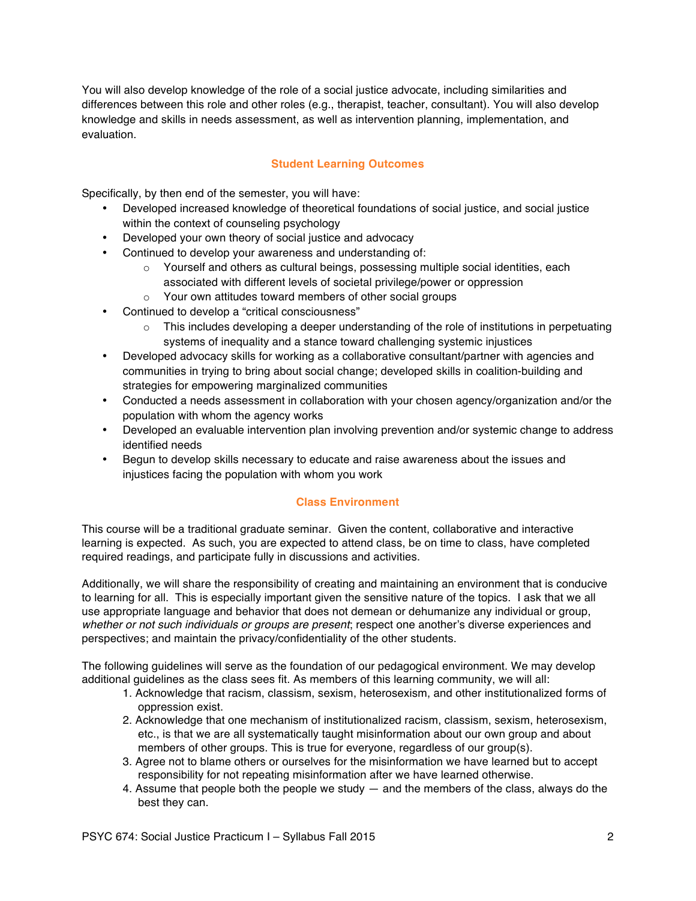You will also develop knowledge of the role of a social justice advocate, including similarities and differences between this role and other roles (e.g., therapist, teacher, consultant). You will also develop knowledge and skills in needs assessment, as well as intervention planning, implementation, and evaluation.

## Student Learning Outcomes

Specifically, by then end of the semester, you will have:

- Developed increased knowledge of theoretical foundations of social justice, and social justice within the context of counseling psychology
- Developed your own theory of social justice and advocacy
- Continued to develop your awareness and understanding of:
  - Yourself and others as cultural beings, possessing multiple social identities, each associated with different levels of societal privilege/power or oppression
  - Your own attitudes toward members of other social groups
- Continued to develop a "critical consciousness"
  - This includes developing a deeper understanding of the role of institutions in perpetuating systems of inequality and a stance toward challenging systemic injustices
- Developed advocacy skills for working as a collaborative consultant/partner with agencies and communities in trying to bring about social change; developed skills in coalition-building and strategies for empowering marginalized communities
- Conducted a needs assessment in collaboration with your chosen agency/organization and/or the population with whom the agency works
- Developed an evaluable intervention plan involving prevention and/or systemic change to address identified needs
- Begun to develop skills necessary to educate and raise awareness about the issues and injustices facing the population with whom you work

## Class Environment

This course will be a traditional graduate seminar. Given the content, collaborative and interactive learning is expected. As such, you are expected to attend class, be on time to class, have completed required readings, and participate fully in discussions and activities.

Additionally, we will share the responsibility of creating and maintaining an environment that is conducive to learning for all. This is especially important given the sensitive nature of the topics. I ask that we all use appropriate language and behavior that does not demean or dehumanize any individual or group, *whether or not such individuals or groups are present*; respect one another's diverse experiences and perspectives; and maintain the privacy/confidentiality of the other students.

The following guidelines will serve as the foundation of our pedagogical environment. We may develop additional guidelines as the class sees fit. As members of this learning community, we will all:

1. Acknowledge that racism, classism, sexism, heterosexism, and other institutionalized forms of oppression exist.
2. Acknowledge that one mechanism of institutionalized racism, classism, sexism, heterosexism, etc., is that we are all systematically taught misinformation about our own group and about members of other groups. This is true for everyone, regardless of our group(s).
3. Agree not to blame others or ourselves for the misinformation we have learned but to accept responsibility for not repeating misinformation after we have learned otherwise.
4. Assume that people both the people we study — and the members of the class, always do the best they can.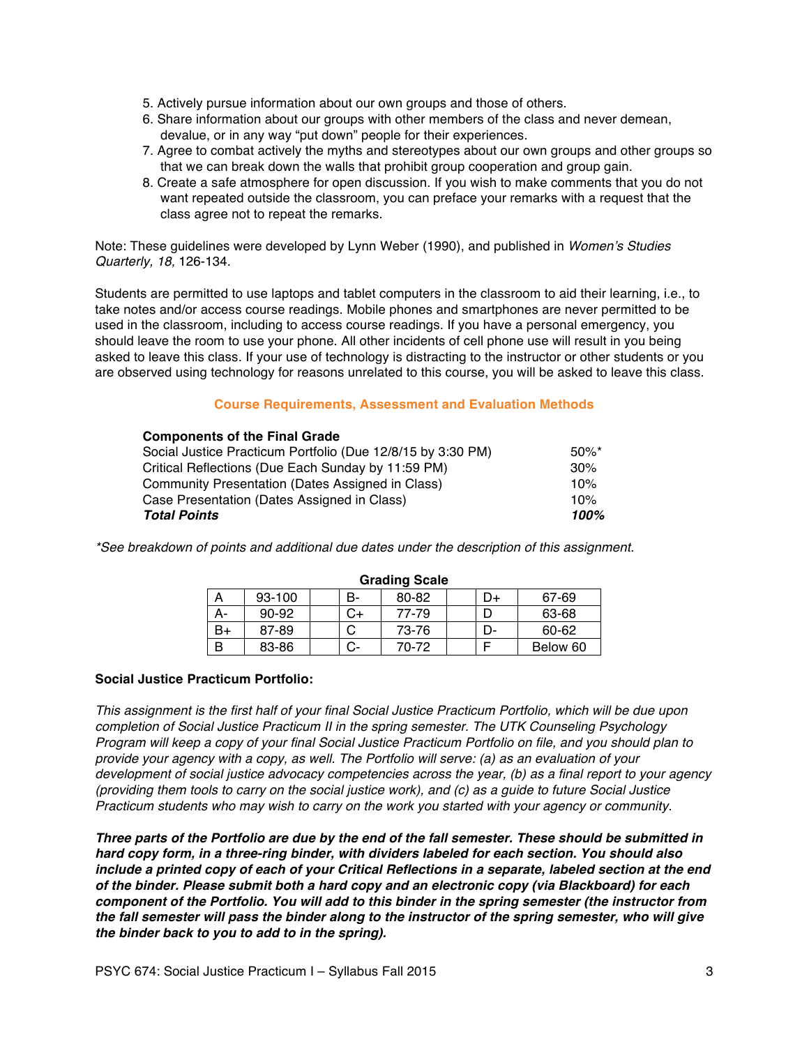5. Actively pursue information about our own groups and those of others.
6. Share information about our groups with other members of the class and never demean, devalue, or in any way "put down" people for their experiences.
7. Agree to combat actively the myths and stereotypes about our own groups and other groups so that we can break down the walls that prohibit group cooperation and group gain.
8. Create a safe atmosphere for open discussion. If you wish to make comments that you do not want repeated outside the classroom, you can preface your remarks with a request that the class agree not to repeat the remarks.

Note: These guidelines were developed by Lynn Weber (1990), and published in *Women's Studies Quarterly, 18,* 126-134.

Students are permitted to use laptops and tablet computers in the classroom to aid their learning, i.e., to take notes and/or access course readings. Mobile phones and smartphones are never permitted to be used in the classroom, including to access course readings. If you have a personal emergency, you should leave the room to use your phone. All other incidents of cell phone use will result in you being asked to leave this class. If your use of technology is distracting to the instructor or other students or you are observed using technology for reasons unrelated to this course, you will be asked to leave this class.

## Course Requirements, Assessment and Evaluation Methods

| **Components of the Final Grade** | |
|---|---|
| Social Justice Practicum Portfolio (Due 12/8/15 by 3:30 PM) | 50%* |
| Critical Reflections (Due Each Sunday by 11:59 PM) | 30% |
| Community Presentation (Dates Assigned in Class) | 10% |
| Case Presentation (Dates Assigned in Class) | 10% |
| ***Total Points*** | ***100%*** |

*\*See breakdown of points and additional due dates under the description of this assignment.*

**Grading Scale**

| A | 93-100 | | B- | 80-82 | | D+ | 67-69 |
|---|---|---|---|---|---|---|---|
| A- | 90-92 | | C+ | 77-79 | | D | 63-68 |
| B+ | 87-89 | | C | 73-76 | | D- | 60-62 |
| B | 83-86 | | C- | 70-72 | | F | Below 60 |

**Social Justice Practicum Portfolio:**

*This assignment is the first half of your final Social Justice Practicum Portfolio, which will be due upon completion of Social Justice Practicum II in the spring semester. The UTK Counseling Psychology Program will keep a copy of your final Social Justice Practicum Portfolio on file, and you should plan to provide your agency with a copy, as well. The Portfolio will serve: (a) as an evaluation of your development of social justice advocacy competencies across the year, (b) as a final report to your agency (providing them tools to carry on the social justice work), and (c) as a guide to future Social Justice Practicum students who may wish to carry on the work you started with your agency or community.*

***Three parts of the Portfolio are due by the end of the fall semester. These should be submitted in hard copy form, in a three-ring binder, with dividers labeled for each section. You should also include a printed copy of each of your Critical Reflections in a separate, labeled section at the end of the binder. Please submit both a hard copy and an electronic copy (via Blackboard) for each component of the Portfolio. You will add to this binder in the spring semester (the instructor from the fall semester will pass the binder along to the instructor of the spring semester, who will give the binder back to you to add to in the spring).***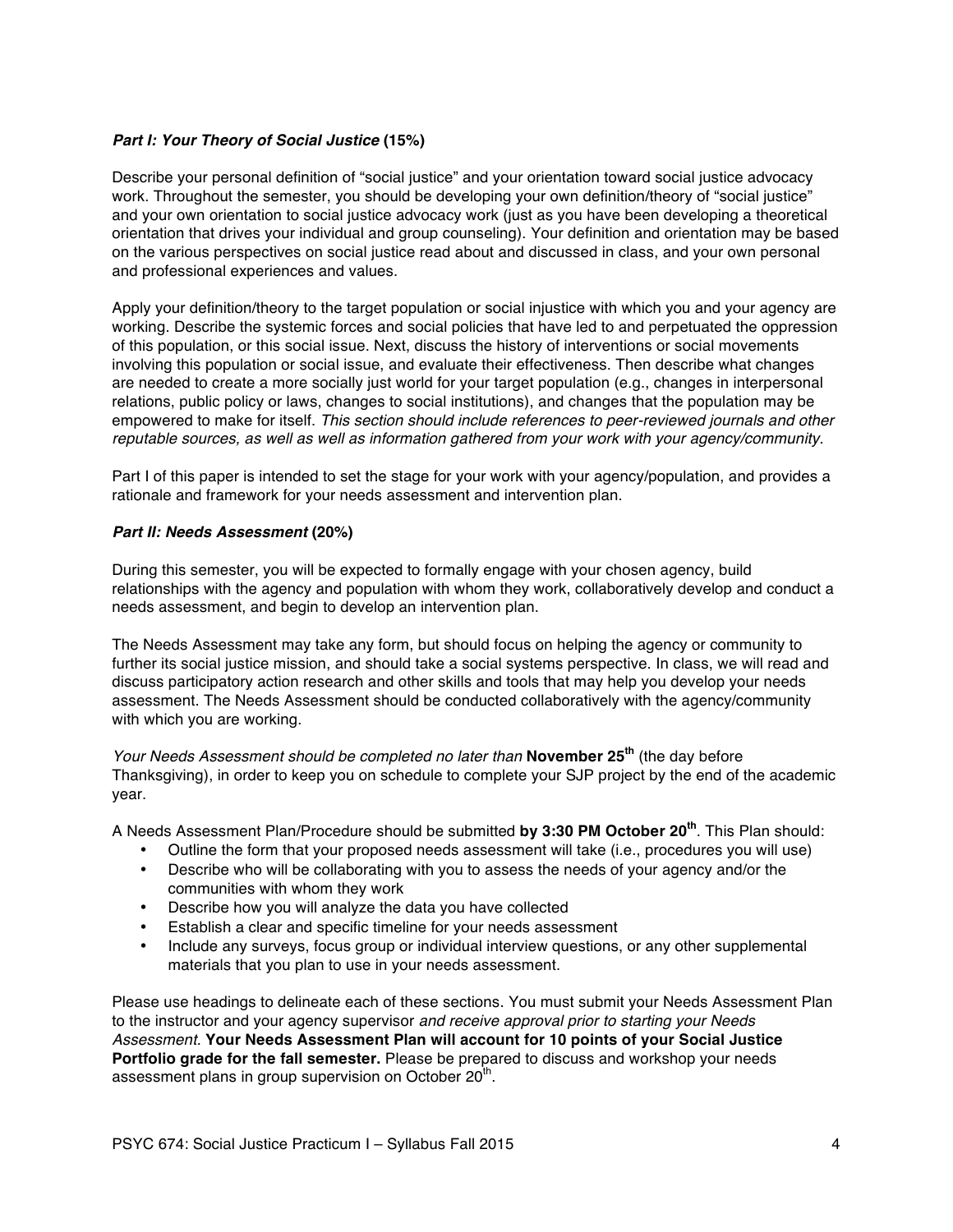### ***Part I: Your Theory of Social Justice* (15%)**

Describe your personal definition of "social justice" and your orientation toward social justice advocacy work. Throughout the semester, you should be developing your own definition/theory of "social justice" and your own orientation to social justice advocacy work (just as you have been developing a theoretical orientation that drives your individual and group counseling). Your definition and orientation may be based on the various perspectives on social justice read about and discussed in class, and your own personal and professional experiences and values.

Apply your definition/theory to the target population or social injustice with which you and your agency are working. Describe the systemic forces and social policies that have led to and perpetuated the oppression of this population, or this social issue. Next, discuss the history of interventions or social movements involving this population or social issue, and evaluate their effectiveness. Then describe what changes are needed to create a more socially just world for your target population (e.g., changes in interpersonal relations, public policy or laws, changes to social institutions), and changes that the population may be empowered to make for itself. *This section should include references to peer-reviewed journals and other reputable sources, as well as well as information gathered from your work with your agency/community.*

Part I of this paper is intended to set the stage for your work with your agency/population, and provides a rationale and framework for your needs assessment and intervention plan.

### ***Part II: Needs Assessment* (20%)**

During this semester, you will be expected to formally engage with your chosen agency, build relationships with the agency and population with whom they work, collaboratively develop and conduct a needs assessment, and begin to develop an intervention plan.

The Needs Assessment may take any form, but should focus on helping the agency or community to further its social justice mission, and should take a social systems perspective. In class, we will read and discuss participatory action research and other skills and tools that may help you develop your needs assessment. The Needs Assessment should be conducted collaboratively with the agency/community with which you are working.

*Your Needs Assessment should be completed no later than* **November 25th** (the day before Thanksgiving), in order to keep you on schedule to complete your SJP project by the end of the academic year.

A Needs Assessment Plan/Procedure should be submitted **by 3:30 PM October 20th**. This Plan should:

- Outline the form that your proposed needs assessment will take (i.e., procedures you will use)
- Describe who will be collaborating with you to assess the needs of your agency and/or the communities with whom they work
- Describe how you will analyze the data you have collected
- Establish a clear and specific timeline for your needs assessment
- Include any surveys, focus group or individual interview questions, or any other supplemental materials that you plan to use in your needs assessment.

Please use headings to delineate each of these sections. You must submit your Needs Assessment Plan to the instructor and your agency supervisor *and receive approval prior to starting your Needs Assessment.* **Your Needs Assessment Plan will account for 10 points of your Social Justice Portfolio grade for the fall semester.** Please be prepared to discuss and workshop your needs assessment plans in group supervision on October 20th.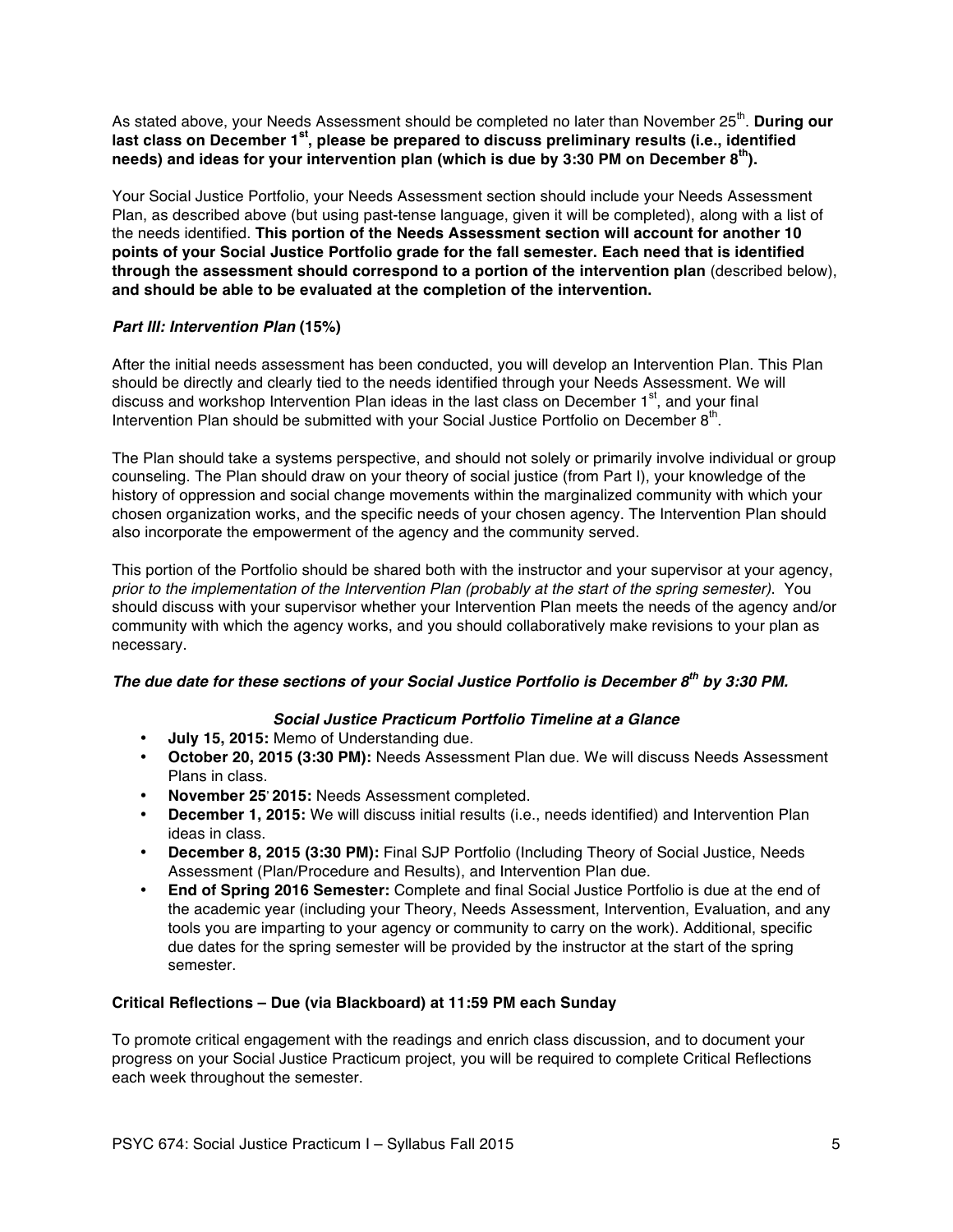As stated above, your Needs Assessment should be completed no later than November 25th. **During our last class on December 1st, please be prepared to discuss preliminary results (i.e., identified needs) and ideas for your intervention plan (which is due by 3:30 PM on December 8th).**

Your Social Justice Portfolio, your Needs Assessment section should include your Needs Assessment Plan, as described above (but using past-tense language, given it will be completed), along with a list of the needs identified. **This portion of the Needs Assessment section will account for another 10 points of your Social Justice Portfolio grade for the fall semester. Each need that is identified through the assessment should correspond to a portion of the intervention plan** (described below), **and should be able to be evaluated at the completion of the intervention.**

### ***Part III: Intervention Plan*** **(15%)**

After the initial needs assessment has been conducted, you will develop an Intervention Plan. This Plan should be directly and clearly tied to the needs identified through your Needs Assessment. We will discuss and workshop Intervention Plan ideas in the last class on December 1st, and your final Intervention Plan should be submitted with your Social Justice Portfolio on December 8th.

The Plan should take a systems perspective, and should not solely or primarily involve individual or group counseling. The Plan should draw on your theory of social justice (from Part I), your knowledge of the history of oppression and social change movements within the marginalized community with which your chosen organization works, and the specific needs of your chosen agency. The Intervention Plan should also incorporate the empowerment of the agency and the community served.

This portion of the Portfolio should be shared both with the instructor and your supervisor at your agency, *prior to the implementation of the Intervention Plan (probably at the start of the spring semester)*. You should discuss with your supervisor whether your Intervention Plan meets the needs of the agency and/or community with which the agency works, and you should collaboratively make revisions to your plan as necessary.

***The due date for these sections of your Social Justice Portfolio is December 8th by 3:30 PM.***

***Social Justice Practicum Portfolio Timeline at a Glance***

- **July 15, 2015:** Memo of Understanding due.
- **October 20, 2015 (3:30 PM):** Needs Assessment Plan due. We will discuss Needs Assessment Plans in class.
- **November 25, 2015:** Needs Assessment completed.
- **December 1, 2015:** We will discuss initial results (i.e., needs identified) and Intervention Plan ideas in class.
- **December 8, 2015 (3:30 PM):** Final SJP Portfolio (Including Theory of Social Justice, Needs Assessment (Plan/Procedure and Results), and Intervention Plan due.
- **End of Spring 2016 Semester:** Complete and final Social Justice Portfolio is due at the end of the academic year (including your Theory, Needs Assessment, Intervention, Evaluation, and any tools you are imparting to your agency or community to carry on the work). Additional, specific due dates for the spring semester will be provided by the instructor at the start of the spring semester.

### **Critical Reflections – Due (via Blackboard) at 11:59 PM each Sunday**

To promote critical engagement with the readings and enrich class discussion, and to document your progress on your Social Justice Practicum project, you will be required to complete Critical Reflections each week throughout the semester.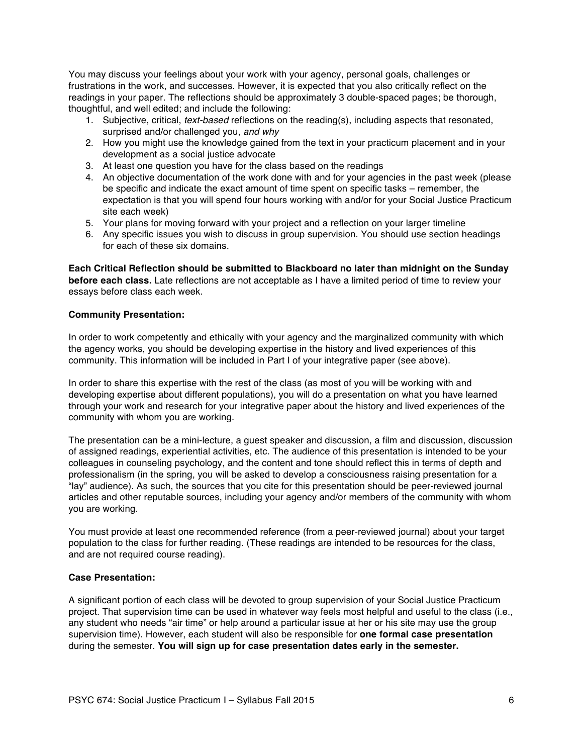You may discuss your feelings about your work with your agency, personal goals, challenges or frustrations in the work, and successes. However, it is expected that you also critically reflect on the readings in your paper. The reflections should be approximately 3 double-spaced pages; be thorough, thoughtful, and well edited; and include the following:

1. Subjective, critical, *text-based* reflections on the reading(s), including aspects that resonated, surprised and/or challenged you, *and why*
2. How you might use the knowledge gained from the text in your practicum placement and in your development as a social justice advocate
3. At least one question you have for the class based on the readings
4. An objective documentation of the work done with and for your agencies in the past week (please be specific and indicate the exact amount of time spent on specific tasks – remember, the expectation is that you will spend four hours working with and/or for your Social Justice Practicum site each week)
5. Your plans for moving forward with your project and a reflection on your larger timeline
6. Any specific issues you wish to discuss in group supervision. You should use section headings for each of these six domains.

**Each Critical Reflection should be submitted to Blackboard no later than midnight on the Sunday before each class.** Late reflections are not acceptable as I have a limited period of time to review your essays before class each week.

**Community Presentation:**

In order to work competently and ethically with your agency and the marginalized community with which the agency works, you should be developing expertise in the history and lived experiences of this community. This information will be included in Part I of your integrative paper (see above).

In order to share this expertise with the rest of the class (as most of you will be working with and developing expertise about different populations), you will do a presentation on what you have learned through your work and research for your integrative paper about the history and lived experiences of the community with whom you are working.

The presentation can be a mini-lecture, a guest speaker and discussion, a film and discussion, discussion of assigned readings, experiential activities, etc. The audience of this presentation is intended to be your colleagues in counseling psychology, and the content and tone should reflect this in terms of depth and professionalism (in the spring, you will be asked to develop a consciousness raising presentation for a "lay" audience). As such, the sources that you cite for this presentation should be peer-reviewed journal articles and other reputable sources, including your agency and/or members of the community with whom you are working.

You must provide at least one recommended reference (from a peer-reviewed journal) about your target population to the class for further reading. (These readings are intended to be resources for the class, and are not required course reading).

**Case Presentation:**

A significant portion of each class will be devoted to group supervision of your Social Justice Practicum project. That supervision time can be used in whatever way feels most helpful and useful to the class (i.e., any student who needs "air time" or help around a particular issue at her or his site may use the group supervision time). However, each student will also be responsible for **one formal case presentation** during the semester. **You will sign up for case presentation dates early in the semester.**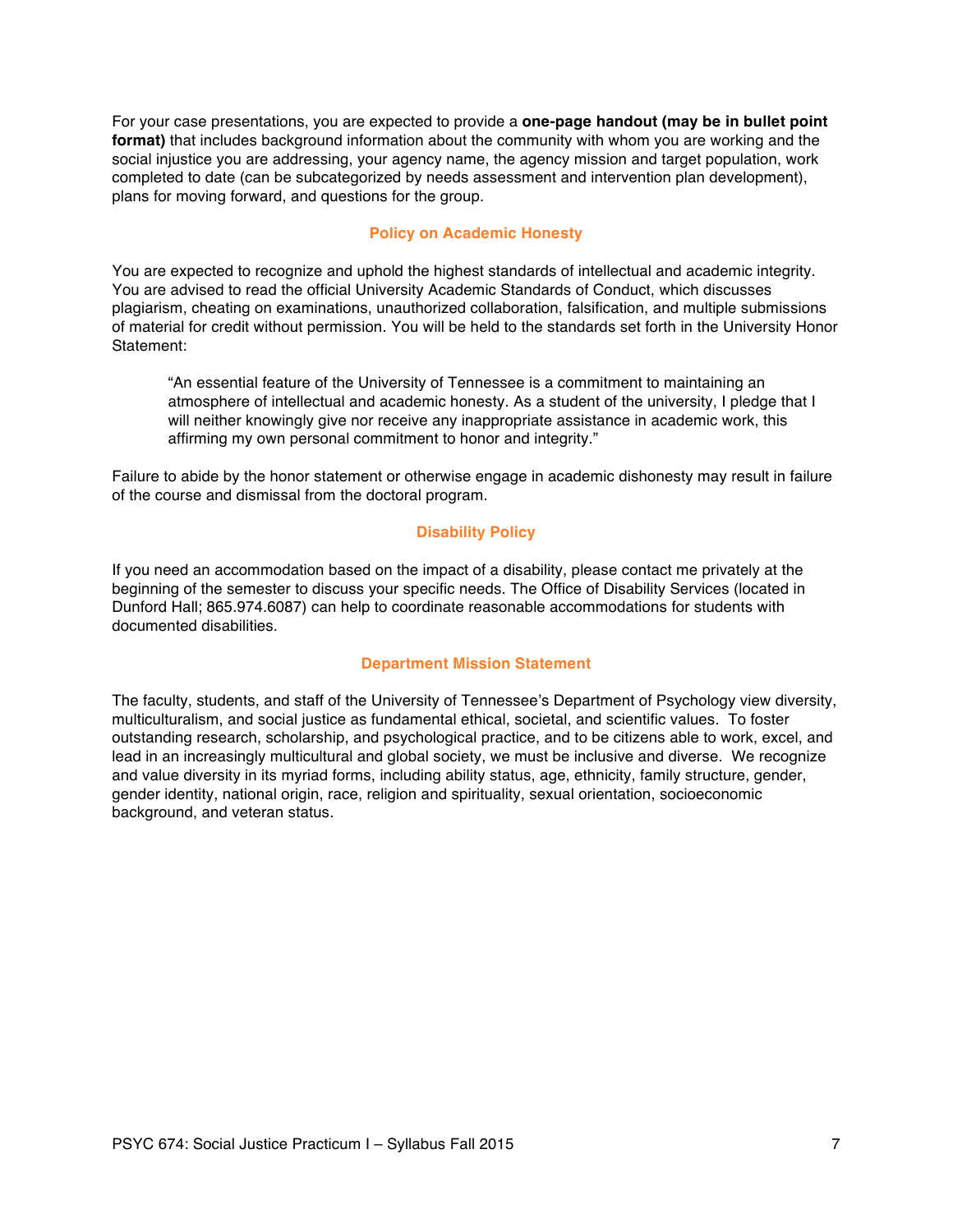For your case presentations, you are expected to provide a **one-page handout (may be in bullet point format)** that includes background information about the community with whom you are working and the social injustice you are addressing, your agency name, the agency mission and target population, work completed to date (can be subcategorized by needs assessment and intervention plan development), plans for moving forward, and questions for the group.

## Policy on Academic Honesty

You are expected to recognize and uphold the highest standards of intellectual and academic integrity. You are advised to read the official University Academic Standards of Conduct, which discusses plagiarism, cheating on examinations, unauthorized collaboration, falsification, and multiple submissions of material for credit without permission. You will be held to the standards set forth in the University Honor Statement:

> "An essential feature of the University of Tennessee is a commitment to maintaining an atmosphere of intellectual and academic honesty. As a student of the university, I pledge that I will neither knowingly give nor receive any inappropriate assistance in academic work, this affirming my own personal commitment to honor and integrity."

Failure to abide by the honor statement or otherwise engage in academic dishonesty may result in failure of the course and dismissal from the doctoral program.

## Disability Policy

If you need an accommodation based on the impact of a disability, please contact me privately at the beginning of the semester to discuss your specific needs. The Office of Disability Services (located in Dunford Hall; 865.974.6087) can help to coordinate reasonable accommodations for students with documented disabilities.

## Department Mission Statement

The faculty, students, and staff of the University of Tennessee's Department of Psychology view diversity, multiculturalism, and social justice as fundamental ethical, societal, and scientific values. To foster outstanding research, scholarship, and psychological practice, and to be citizens able to work, excel, and lead in an increasingly multicultural and global society, we must be inclusive and diverse. We recognize and value diversity in its myriad forms, including ability status, age, ethnicity, family structure, gender, gender identity, national origin, race, religion and spirituality, sexual orientation, socioeconomic background, and veteran status.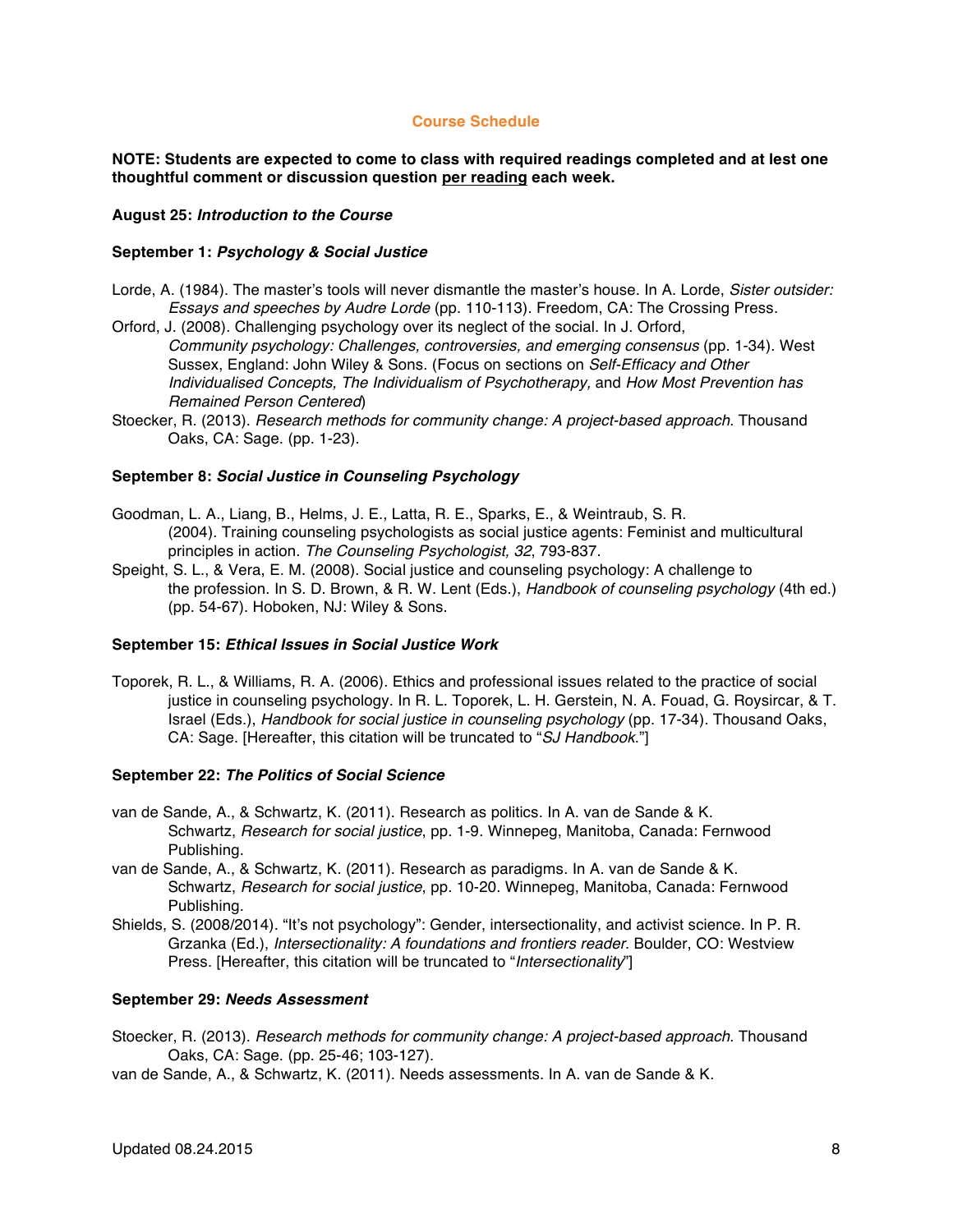## Course Schedule

**NOTE: Students are expected to come to class with required readings completed and at lest one thoughtful comment or discussion question <u>per reading</u> each week.**

**August 25: *Introduction to the Course***

**September 1: *Psychology & Social Justice***

Lorde, A. (1984). The master's tools will never dismantle the master's house. In A. Lorde, *Sister outsider: Essays and speeches by Audre Lorde* (pp. 110-113). Freedom, CA: The Crossing Press.

Orford, J. (2008). Challenging psychology over its neglect of the social. In J. Orford, *Community psychology: Challenges, controversies, and emerging consensus* (pp. 1-34). West Sussex, England: John Wiley & Sons. (Focus on sections on *Self-Efficacy and Other Individualised Concepts, The Individualism of Psychotherapy,* and *How Most Prevention has Remained Person Centered*)

Stoecker, R. (2013). *Research methods for community change: A project-based approach*. Thousand Oaks, CA: Sage. (pp. 1-23).

**September 8: *Social Justice in Counseling Psychology***

Goodman, L. A., Liang, B., Helms, J. E., Latta, R. E., Sparks, E., & Weintraub, S. R. (2004). Training counseling psychologists as social justice agents: Feminist and multicultural principles in action. *The Counseling Psychologist, 32*, 793-837.

Speight, S. L., & Vera, E. M. (2008). Social justice and counseling psychology: A challenge to the profession. In S. D. Brown, & R. W. Lent (Eds.), *Handbook of counseling psychology* (4th ed.) (pp. 54-67). Hoboken, NJ: Wiley & Sons.

**September 15: *Ethical Issues in Social Justice Work***

Toporek, R. L., & Williams, R. A. (2006). Ethics and professional issues related to the practice of social justice in counseling psychology. In R. L. Toporek, L. H. Gerstein, N. A. Fouad, G. Roysircar, & T. Israel (Eds.), *Handbook for social justice in counseling psychology* (pp. 17-34). Thousand Oaks, CA: Sage. [Hereafter, this citation will be truncated to "*SJ Handbook*."]

**September 22: *The Politics of Social Science***

van de Sande, A., & Schwartz, K. (2011). Research as politics. In A. van de Sande & K. Schwartz, *Research for social justice*, pp. 1-9. Winnepeg, Manitoba, Canada: Fernwood Publishing.

van de Sande, A., & Schwartz, K. (2011). Research as paradigms. In A. van de Sande & K. Schwartz, *Research for social justice*, pp. 10-20. Winnepeg, Manitoba, Canada: Fernwood Publishing.

Shields, S. (2008/2014). "It's not psychology": Gender, intersectionality, and activist science. In P. R. Grzanka (Ed.), *Intersectionality: A foundations and frontiers reader*. Boulder, CO: Westview Press. [Hereafter, this citation will be truncated to "*Intersectionality*"]

**September 29: *Needs Assessment***

Stoecker, R. (2013). *Research methods for community change: A project-based approach*. Thousand Oaks, CA: Sage. (pp. 25-46; 103-127).

van de Sande, A., & Schwartz, K. (2011). Needs assessments. In A. van de Sande & K.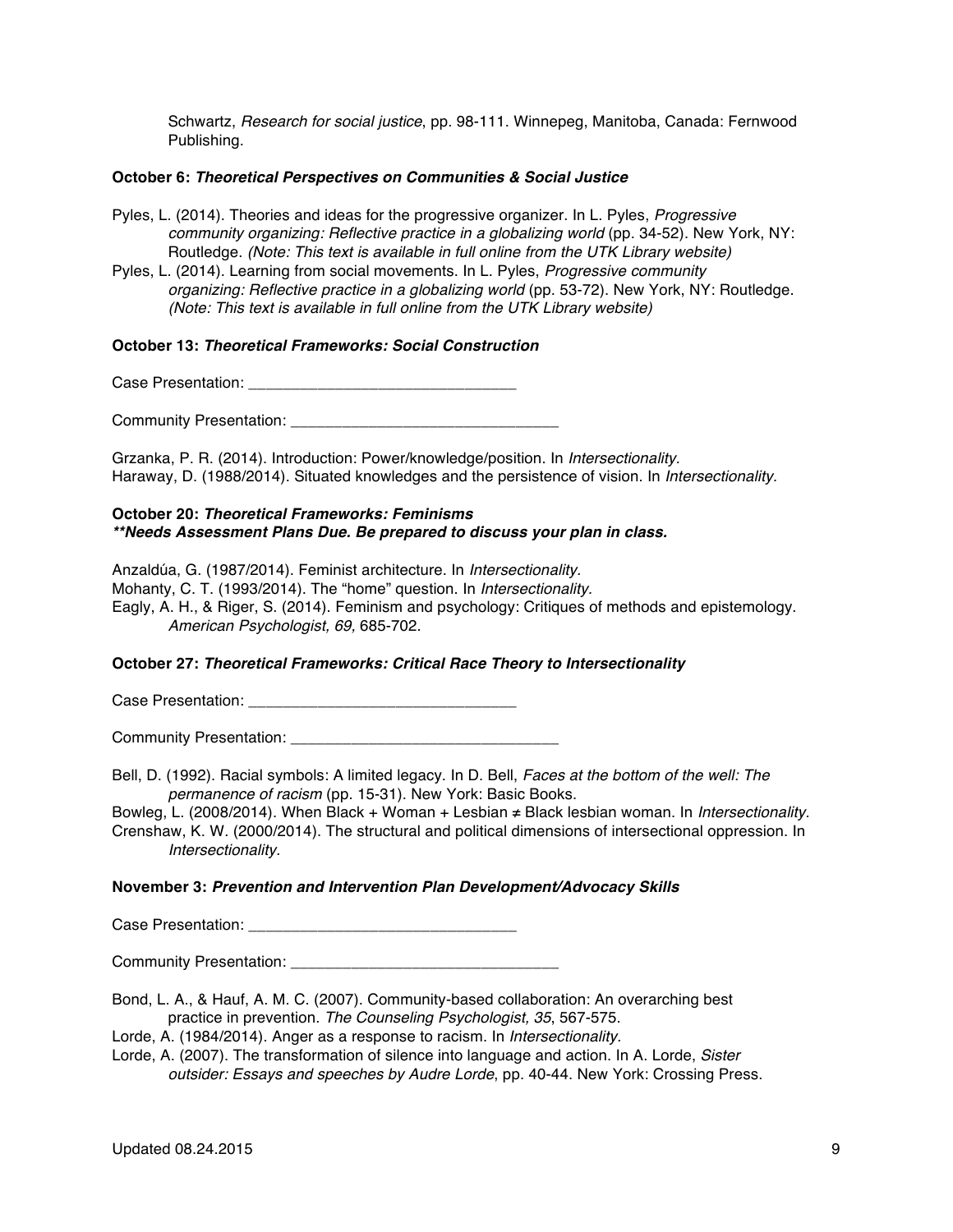Schwartz, *Research for social justice*, pp. 98-111. Winnepeg, Manitoba, Canada: Fernwood Publishing.

**October 6: *Theoretical Perspectives on Communities & Social Justice***

Pyles, L. (2014). Theories and ideas for the progressive organizer. In L. Pyles, *Progressive community organizing: Reflective practice in a globalizing world* (pp. 34-52). New York, NY: Routledge. *(Note: This text is available in full online from the UTK Library website)*

Pyles, L. (2014). Learning from social movements. In L. Pyles, *Progressive community organizing: Reflective practice in a globalizing world* (pp. 53-72). New York, NY: Routledge. *(Note: This text is available in full online from the UTK Library website)*

**October 13: *Theoretical Frameworks: Social Construction***

Case Presentation: _______________________________

Community Presentation: _______________________________

Grzanka, P. R. (2014). Introduction: Power/knowledge/position. In *Intersectionality.*

Haraway, D. (1988/2014). Situated knowledges and the persistence of vision. In *Intersectionality.*

**October 20: *Theoretical Frameworks: Feminisms***
***\*\*Needs Assessment Plans Due. Be prepared to discuss your plan in class.***

Anzaldúa, G. (1987/2014). Feminist architecture. In *Intersectionality.*

Mohanty, C. T. (1993/2014). The "home" question. In *Intersectionality.*

Eagly, A. H., & Riger, S. (2014). Feminism and psychology: Critiques of methods and epistemology. *American Psychologist, 69,* 685-702.

**October 27: *Theoretical Frameworks: Critical Race Theory to Intersectionality***

Case Presentation: _______________________________

Community Presentation: _______________________________

Bell, D. (1992). Racial symbols: A limited legacy. In D. Bell, *Faces at the bottom of the well: The permanence of racism* (pp. 15-31). New York: Basic Books.

Bowleg, L. (2008/2014). When Black + Woman + Lesbian ≠ Black lesbian woman. In *Intersectionality.*

Crenshaw, K. W. (2000/2014). The structural and political dimensions of intersectional oppression. In *Intersectionality.*

**November 3: *Prevention and Intervention Plan Development/Advocacy Skills***

Case Presentation: _______________________________

Community Presentation: _______________________________

Bond, L. A., & Hauf, A. M. C. (2007). Community-based collaboration: An overarching best practice in prevention. *The Counseling Psychologist, 35*, 567-575.

Lorde, A. (1984/2014). Anger as a response to racism. In *Intersectionality.*

Lorde, A. (2007). The transformation of silence into language and action. In A. Lorde, *Sister outsider: Essays and speeches by Audre Lorde*, pp. 40-44. New York: Crossing Press.

Updated 08.24.2015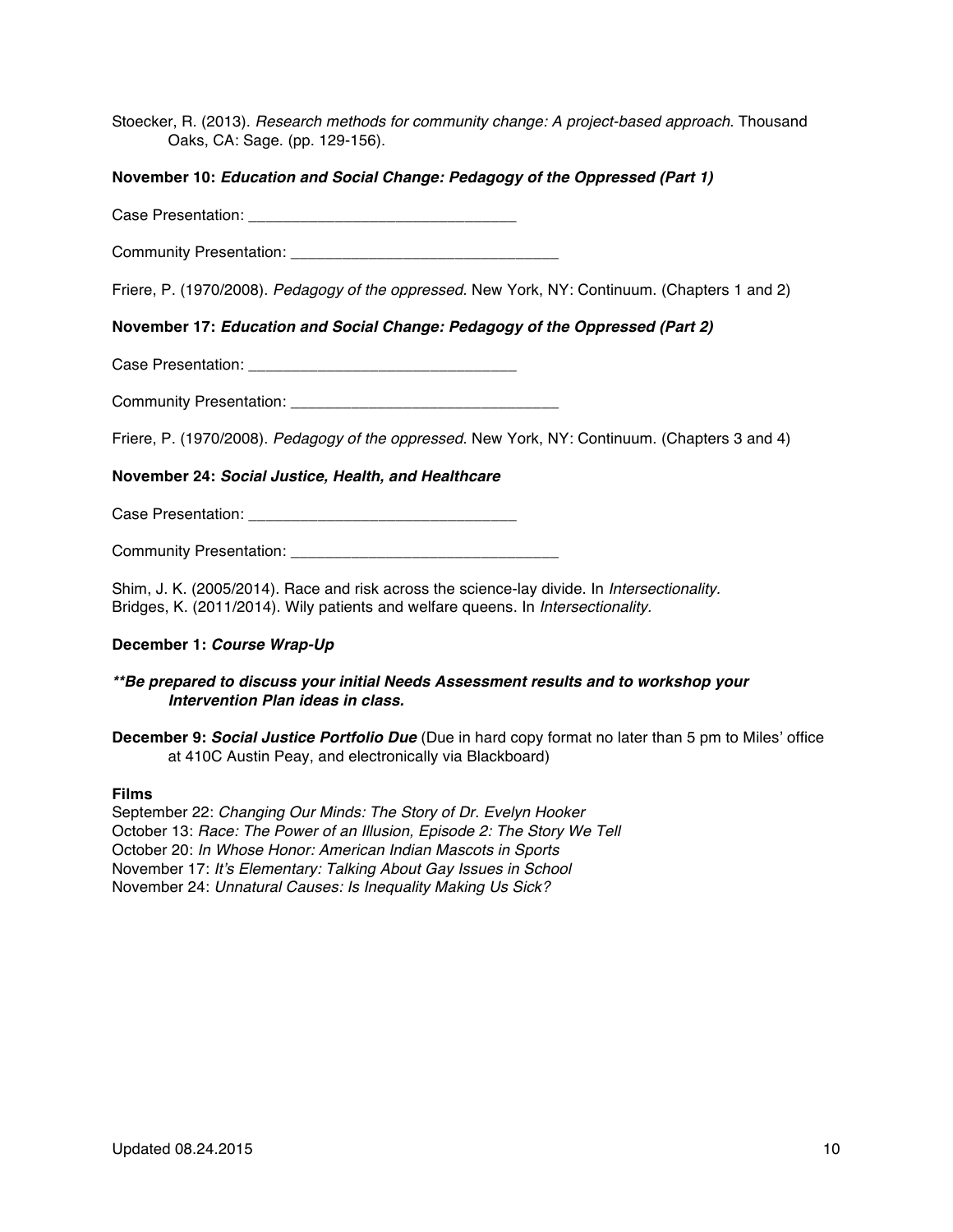Stoecker, R. (2013). *Research methods for community change: A project-based approach.* Thousand Oaks, CA: Sage. (pp. 129-156).

**November 10: *Education and Social Change: Pedagogy of the Oppressed (Part 1)***

Case Presentation: _______________________________

Community Presentation: _______________________________

Friere, P. (1970/2008). *Pedagogy of the oppressed.* New York, NY: Continuum. (Chapters 1 and 2)

**November 17: *Education and Social Change: Pedagogy of the Oppressed (Part 2)***

Case Presentation: _______________________________

Community Presentation: _______________________________

Friere, P. (1970/2008). *Pedagogy of the oppressed.* New York, NY: Continuum. (Chapters 3 and 4)

**November 24: *Social Justice, Health, and Healthcare***

Case Presentation: _______________________________

Community Presentation: _______________________________

Shim, J. K. (2005/2014). Race and risk across the science-lay divide. In *Intersectionality*.
Bridges, K. (2011/2014). Wily patients and welfare queens. In *Intersectionality.*

**December 1: *Course Wrap-Up***

***\*\*Be prepared to discuss your initial Needs Assessment results and to workshop your Intervention Plan ideas in class.***

**December 9: *Social Justice Portfolio Due*** (Due in hard copy format no later than 5 pm to Miles' office at 410C Austin Peay, and electronically via Blackboard)

**Films**

September 22: *Changing Our Minds: The Story of Dr. Evelyn Hooker*
October 13: *Race: The Power of an Illusion, Episode 2: The Story We Tell*
October 20: *In Whose Honor: American Indian Mascots in Sports*
November 17: *It's Elementary: Talking About Gay Issues in School*
November 24: *Unnatural Causes: Is Inequality Making Us Sick?*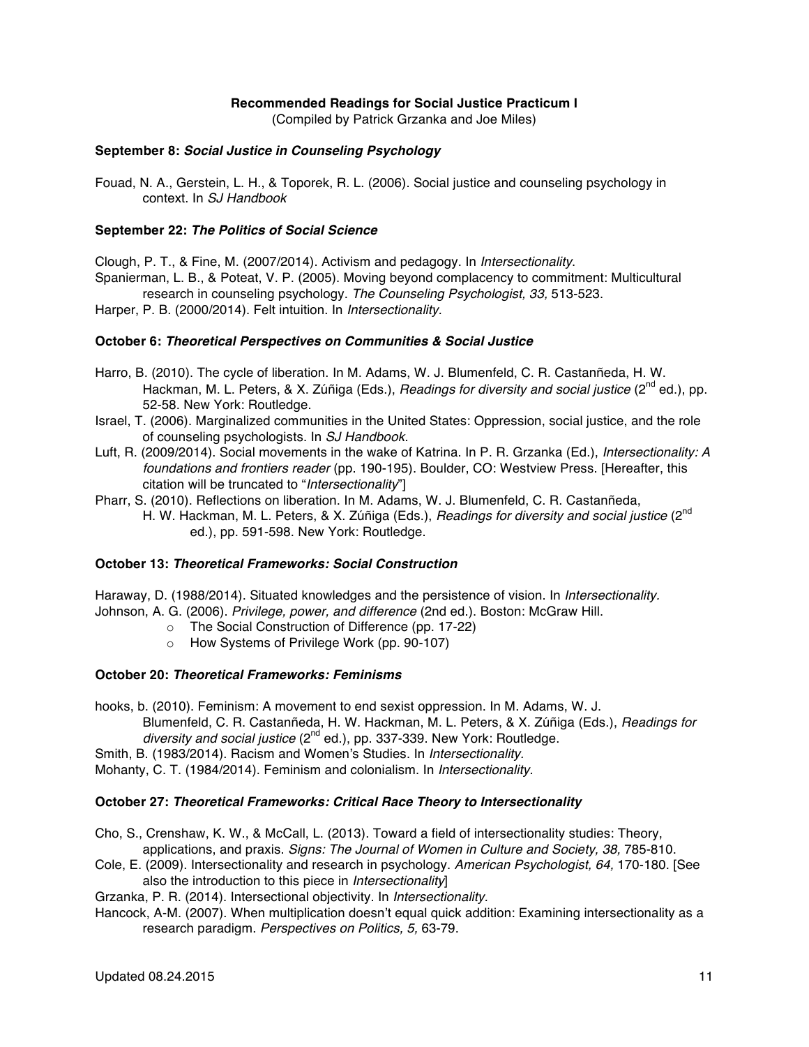**Recommended Readings for Social Justice Practicum I**
(Compiled by Patrick Grzanka and Joe Miles)

**September 8: *Social Justice in Counseling Psychology***

Fouad, N. A., Gerstein, L. H., & Toporek, R. L. (2006). Social justice and counseling psychology in context. In *SJ Handbook*

**September 22: *The Politics of Social Science***

Clough, P. T., & Fine, M. (2007/2014). Activism and pedagogy. In *Intersectionality*.

Spanierman, L. B., & Poteat, V. P. (2005). Moving beyond complacency to commitment: Multicultural research in counseling psychology. *The Counseling Psychologist, 33,* 513-523.

Harper, P. B. (2000/2014). Felt intuition. In *Intersectionality.*

**October 6: *Theoretical Perspectives on Communities & Social Justice***

Harro, B. (2010). The cycle of liberation. In M. Adams, W. J. Blumenfeld, C. R. Castanñeda, H. W. Hackman, M. L. Peters, & X. Zúñiga (Eds.), *Readings for diversity and social justice* (2[nd] ed.), pp. 52-58. New York: Routledge.

Israel, T. (2006). Marginalized communities in the United States: Oppression, social justice, and the role of counseling psychologists. In *SJ Handbook.*

Luft, R. (2009/2014). Social movements in the wake of Katrina. In P. R. Grzanka (Ed.), *Intersectionality: A foundations and frontiers reader* (pp. 190-195). Boulder, CO: Westview Press. [Hereafter, this citation will be truncated to "*Intersectionality*"]

Pharr, S. (2010). Reflections on liberation. In M. Adams, W. J. Blumenfeld, C. R. Castanñeda, H. W. Hackman, M. L. Peters, & X. Zúñiga (Eds.), *Readings for diversity and social justice* (2[nd] ed.), pp. 591-598. New York: Routledge.

**October 13: *Theoretical Frameworks: Social Construction***

Haraway, D. (1988/2014). Situated knowledges and the persistence of vision. In *Intersectionality.*

Johnson, A. G. (2006). *Privilege, power, and difference* (2nd ed.). Boston: McGraw Hill.

- The Social Construction of Difference (pp. 17-22)
- How Systems of Privilege Work (pp. 90-107)

**October 20: *Theoretical Frameworks: Feminisms***

hooks, b. (2010). Feminism: A movement to end sexist oppression. In M. Adams, W. J. Blumenfeld, C. R. Castanñeda, H. W. Hackman, M. L. Peters, & X. Zúñiga (Eds.), *Readings for diversity and social justice* (2[nd] ed.), pp. 337-339. New York: Routledge.

Smith, B. (1983/2014). Racism and Women's Studies. In *Intersectionality.*

Mohanty, C. T. (1984/2014). Feminism and colonialism. In *Intersectionality.*

**October 27: *Theoretical Frameworks: Critical Race Theory to Intersectionality***

Cho, S., Crenshaw, K. W., & McCall, L. (2013). Toward a field of intersectionality studies: Theory, applications, and praxis. *Signs: The Journal of Women in Culture and Society, 38,* 785-810.

Cole, E. (2009). Intersectionality and research in psychology. *American Psychologist, 64,* 170-180. [See also the introduction to this piece in *Intersectionality*]

Grzanka, P. R. (2014). Intersectional objectivity. In *Intersectionality.*

Hancock, A-M. (2007). When multiplication doesn't equal quick addition: Examining intersectionality as a research paradigm. *Perspectives on Politics, 5,* 63-79.

Updated 08.24.2015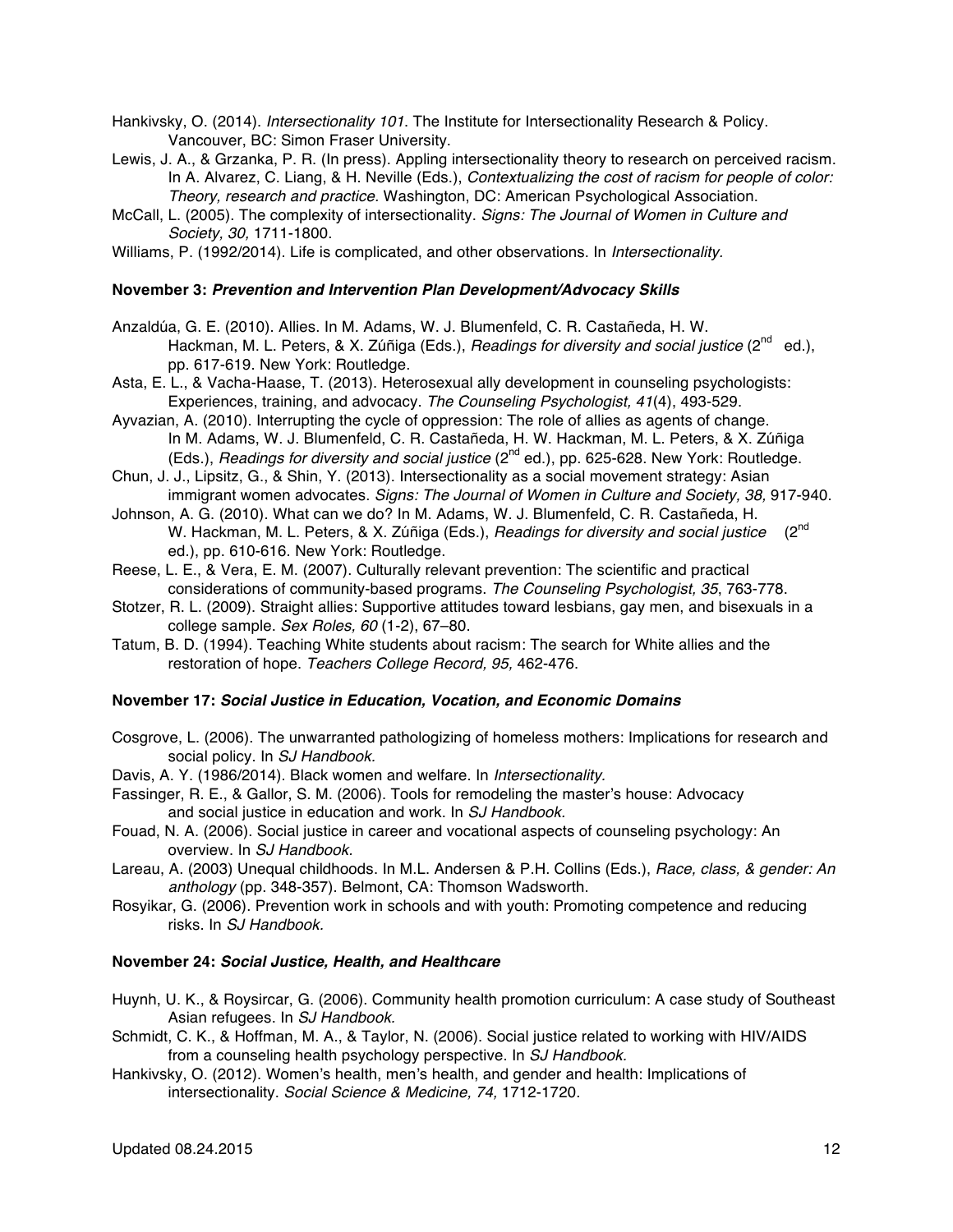Hankivsky, O. (2014). *Intersectionality 101*. The Institute for Intersectionality Research & Policy. Vancouver, BC: Simon Fraser University.

Lewis, J. A., & Grzanka, P. R. (In press). Appling intersectionality theory to research on perceived racism. In A. Alvarez, C. Liang, & H. Neville (Eds.), *Contextualizing the cost of racism for people of color: Theory, research and practice*. Washington, DC: American Psychological Association.

McCall, L. (2005). The complexity of intersectionality. *Signs: The Journal of Women in Culture and Society, 30,* 1711-1800.

Williams, P. (1992/2014). Life is complicated, and other observations. In *Intersectionality.*

**November 3: *Prevention and Intervention Plan Development/Advocacy Skills***

Anzaldúa, G. E. (2010). Allies. In M. Adams, W. J. Blumenfeld, C. R. Castañeda, H. W. Hackman, M. L. Peters, & X. Zúñiga (Eds.), *Readings for diversity and social justice* (2nd ed.), pp. 617-619. New York: Routledge.

Asta, E. L., & Vacha-Haase, T. (2013). Heterosexual ally development in counseling psychologists: Experiences, training, and advocacy. *The Counseling Psychologist, 41*(4), 493-529.

Ayvazian, A. (2010). Interrupting the cycle of oppression: The role of allies as agents of change. In M. Adams, W. J. Blumenfeld, C. R. Castañeda, H. W. Hackman, M. L. Peters, & X. Zúñiga (Eds.), *Readings for diversity and social justice* (2nd ed.), pp. 625-628. New York: Routledge.

Chun, J. J., Lipsitz, G., & Shin, Y. (2013). Intersectionality as a social movement strategy: Asian immigrant women advocates. *Signs: The Journal of Women in Culture and Society, 38,* 917-940.

Johnson, A. G. (2010). What can we do? In M. Adams, W. J. Blumenfeld, C. R. Castañeda, H. W. Hackman, M. L. Peters, & X. Zúñiga (Eds.), *Readings for diversity and social justice* (2nd ed.), pp. 610-616. New York: Routledge.

Reese, L. E., & Vera, E. M. (2007). Culturally relevant prevention: The scientific and practical considerations of community-based programs. *The Counseling Psychologist, 35*, 763-778.

Stotzer, R. L. (2009). Straight allies: Supportive attitudes toward lesbians, gay men, and bisexuals in a college sample. *Sex Roles, 60* (1-2), 67–80.

Tatum, B. D. (1994). Teaching White students about racism: The search for White allies and the restoration of hope. *Teachers College Record, 95,* 462-476.

**November 17: *Social Justice in Education, Vocation, and Economic Domains***

Cosgrove, L. (2006). The unwarranted pathologizing of homeless mothers: Implications for research and social policy. In *SJ Handbook.*

Davis, A. Y. (1986/2014). Black women and welfare. In *Intersectionality*.

Fassinger, R. E., & Gallor, S. M. (2006). Tools for remodeling the master's house: Advocacy and social justice in education and work. In *SJ Handbook.*

Fouad, N. A. (2006). Social justice in career and vocational aspects of counseling psychology: An overview. In *SJ Handbook.*

Lareau, A. (2003) Unequal childhoods. In M.L. Andersen & P.H. Collins (Eds.), *Race, class, & gender: An anthology* (pp. 348-357). Belmont, CA: Thomson Wadsworth.

Rosyikar, G. (2006). Prevention work in schools and with youth: Promoting competence and reducing risks. In *SJ Handbook.*

**November 24: *Social Justice, Health, and Healthcare***

Huynh, U. K., & Roysircar, G. (2006). Community health promotion curriculum: A case study of Southeast Asian refugees. In *SJ Handbook.*

Schmidt, C. K., & Hoffman, M. A., & Taylor, N. (2006). Social justice related to working with HIV/AIDS from a counseling health psychology perspective. In *SJ Handbook.*

Hankivsky, O. (2012). Women's health, men's health, and gender and health: Implications of intersectionality. *Social Science & Medicine, 74,* 1712-1720.

Updated 08.24.2015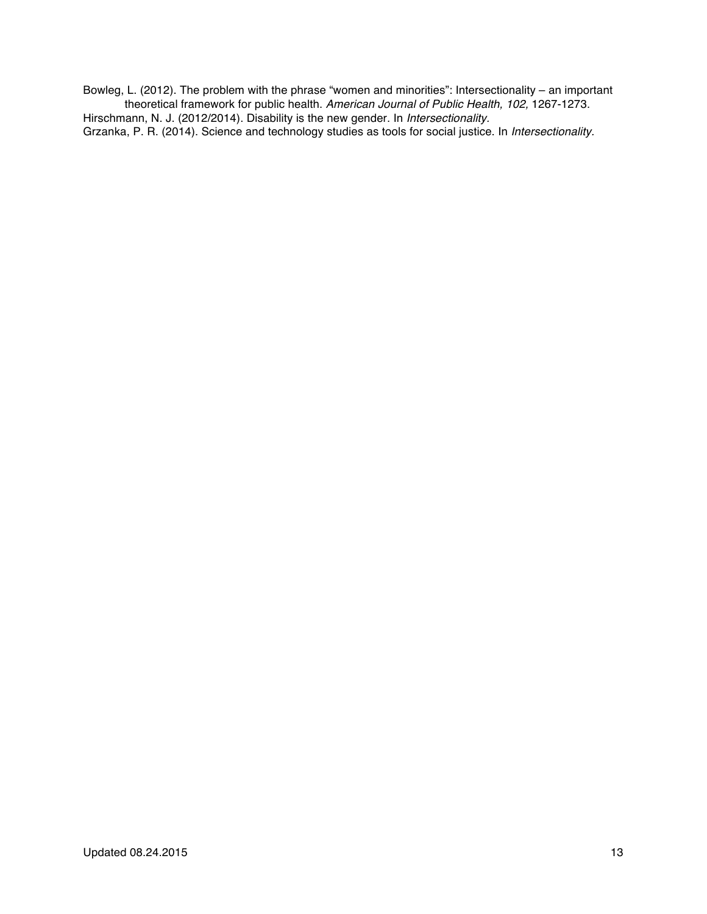Bowleg, L. (2012). The problem with the phrase "women and minorities": Intersectionality – an important theoretical framework for public health. *American Journal of Public Health, 102,* 1267-1273.

Hirschmann, N. J. (2012/2014). Disability is the new gender. In *Intersectionality.*

Grzanka, P. R. (2014). Science and technology studies as tools for social justice. In *Intersectionality.*